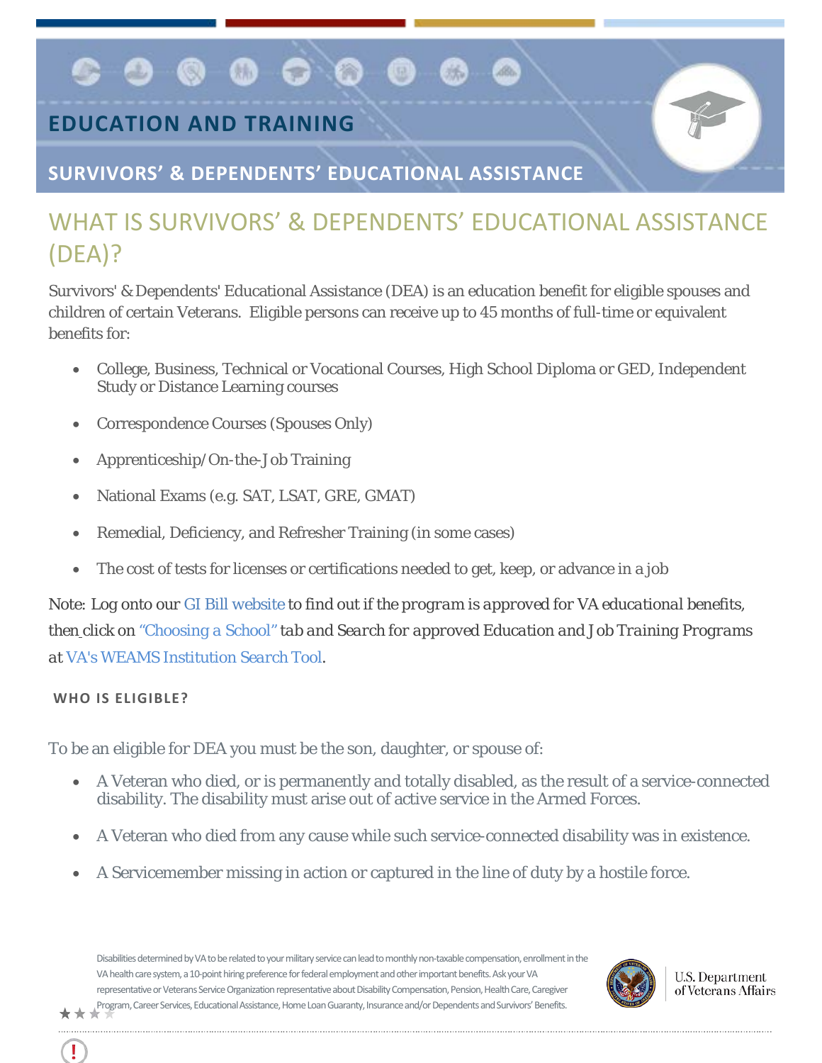# EDUCATION AND TRAINING

## SURVIVORS' & DEPENDENTS' EDUCATIONAL ASSISTANCE

## WHAT IS SURVIVORS' & DEPENDENTS' EDUCATIONAL ASSISTANCE (DEA)?

Survivors' & Dependents' Educational Assistance (DEA) is an education benefit for eligible spouses and children of certain Veterans. Eligible persons can receive up to 45 months of full-time or equivalent benefits for:

- College, Business, Technical or Vocational Courses, High School Diploma or GED, Independent Study or Distance Learning courses
- Correspondence Courses (Spouses Only)
- Apprenticeship/On-the-Job Training
- National Exams (e.g. SAT, LSAT, GRE, GMAT)
- Remedial, Deficiency, and Refresher Training (in some cases)
- The cost of tests for licenses or certifications needed to get, keep, or advance in a job

Note: Log onto our GI Bill website to find out if the *program is approved for VA educational benefits*, then click on "Choosing a School" *tab and Search for approved Education and Job Training Programs at* VA's WEAMS Institution Search Tool.

### WHO IS ELIGIBLE?

To be an eligible for DEA you must be the son, daughter, or spouse of:

- A Veteran who died, or is permanently and totally disabled, as the result of a service-connected disability. The disability must arise out of active service in the Armed Forces.
- A Veteran who died from any cause while such service-connected disability was in existence.
- A Servicemember missing in action or captured in the line of duty by a hostile force.

Disabilities determined by VA to be related to your military service can lead to monthly non-taxable compensation, enrollment in the VA health care system, a 10-point hiring preference for federal employment and other important benefits. Ask your VA representative or Veterans Service Organization representative about Disability Compensation, Pension, Health Care, Caregiver Program, Career Services, Educational Assistance, Home Loan Guaranty, Insurance and/or Dependents and Survivors' Benefits.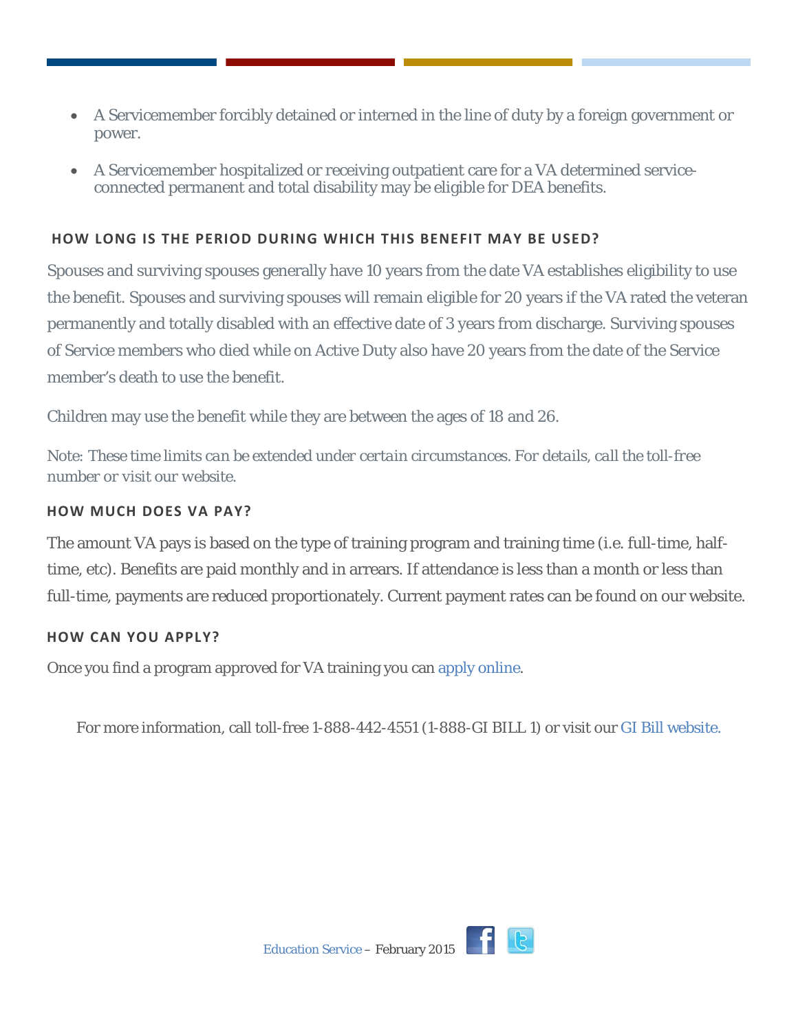- A Servicemember forcibly detained or interned in the line of duty by a foreign government or power.
- A Servicemember hospitalized or receiving outpatient care for a VA determined service-connected permanent and total disability may be eligible for DEA benefits.

## HOW LONG IS THE PERIOD DURING WHICH THIS BENEFIT MAY BE USED?

Spouses and surviving spouses generally have 10 years from the date VA establishes eligibility to use the benefit. Spouses and surviving spouses will remain eligible for 20 years if the VA rated the veteran permanently and totally disabled with an effective date of 3 years from discharge. Surviving spouses of Service members who died while on Active Duty also have 20 years from the date of the Service member's death to use the benefit.

Children may use the benefit while they are between the ages of 18 and 26.

*Note: These time limits can be extended under certain circumstances. For details, call the toll-free number or visit our website.*

## HOW MUCH DOES VA PAY?

The amount VA pays is based on the type of training program and training time (i.e. full-time, half-time, etc). Benefits are paid monthly and in arrears. If attendance is less than a month or less than full-time, payments are reduced proportionately. Current payment rates can be found on our website.

## HOW CAN YOU APPLY?

Once you find a program approved for VA training you can apply online.

For more information, call toll-free 1-888-442-4551 (1-888-GI BILL 1) or visit our GI Bill website.

Education Service – February 2015